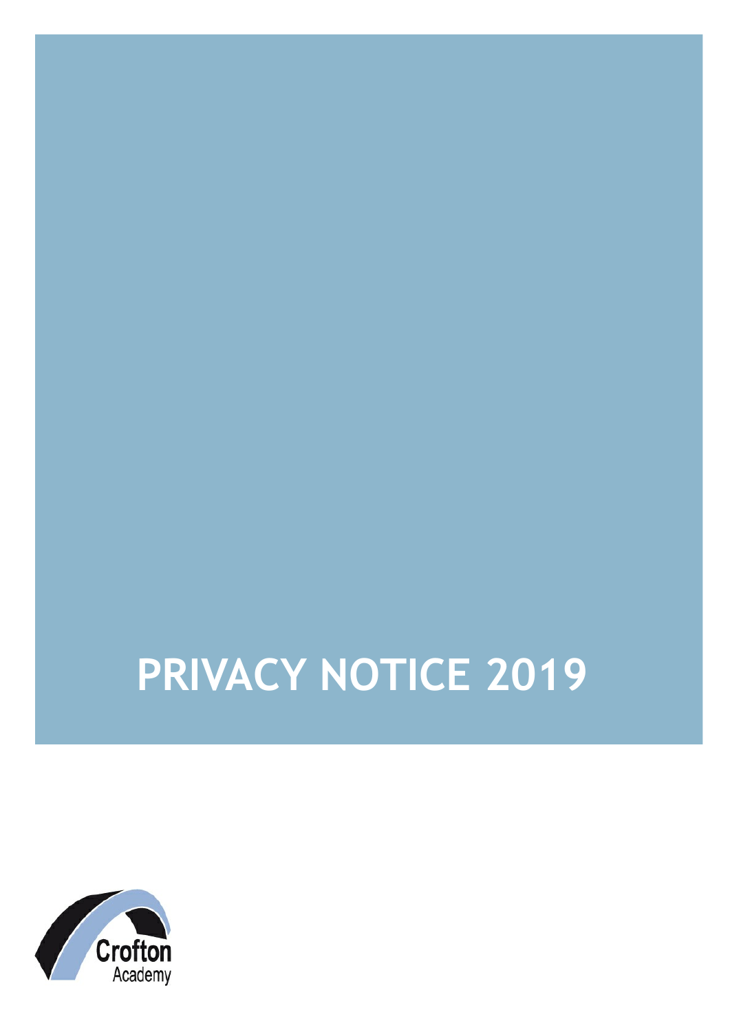# PRIVACY NOTICE 2019

Crofton
Academy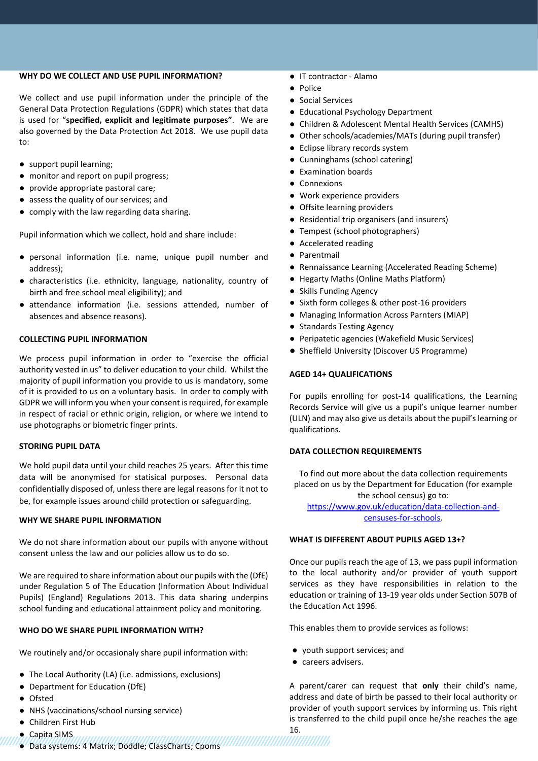### WHY DO WE COLLECT AND USE PUPIL INFORMATION?

We collect and use pupil information under the principle of the General Data Protection Regulations (GDPR) which states that data is used for "**specified, explicit and legitimate purposes"**. We are also governed by the Data Protection Act 2018. We use pupil data to:

- support pupil learning;
- monitor and report on pupil progress;
- provide appropriate pastoral care;
- assess the quality of our services; and
- comply with the law regarding data sharing.

Pupil information which we collect, hold and share include:

- personal information (i.e. name, unique pupil number and address);
- characteristics (i.e. ethnicity, language, nationality, country of birth and free school meal eligibility); and
- attendance information (i.e. sessions attended, number of absences and absence reasons).

### COLLECTING PUPIL INFORMATION

We process pupil information in order to "exercise the official authority vested in us" to deliver education to your child. Whilst the majority of pupil information you provide to us is mandatory, some of it is provided to us on a voluntary basis. In order to comply with GDPR we will inform you when your consent is required, for example in respect of racial or ethnic origin, religion, or where we intend to use photographs or biometric finger prints.

### STORING PUPIL DATA

We hold pupil data until your child reaches 25 years. After this time data will be anonymised for statisical purposes. Personal data confidentially disposed of, unless there are legal reasons for it not to be, for example issues around child protection or safeguarding.

### WHY WE SHARE PUPIL INFORMATION

We do not share information about our pupils with anyone without consent unless the law and our policies allow us to do so.

We are required to share information about our pupils with the (DfE) under Regulation 5 of The Education (Information About Individual Pupils) (England) Regulations 2013. This data sharing underpins school funding and educational attainment policy and monitoring.

### WHO DO WE SHARE PUPIL INFORMATION WITH?

We routinely and/or occasionaly share pupil information with:

- The Local Authority (LA) (i.e. admissions, exclusions)
- Department for Education (DfE)
- Ofsted
- NHS (vaccinations/school nursing service)
- Children First Hub
- Capita SIMS
- Data systems: 4 Matrix; Doddle; ClassCharts; Cpoms
- IT contractor - Alamo
- Police
- Social Services
- Educational Psychology Department
- Children & Adolescent Mental Health Services (CAMHS)
- Other schools/academies/MATs (during pupil transfer)
- Eclipse library records system
- Cunninghams (school catering)
- Examination boards
- Connexions
- Work experience providers
- Offsite learning providers
- Residential trip organisers (and insurers)
- Tempest (school photographers)
- Accelerated reading
- Parentmail
- Rennaissance Learning (Accelerated Reading Scheme)
- Hegarty Maths (Online Maths Platform)
- Skills Funding Agency
- Sixth form colleges & other post-16 providers
- Managing Information Across Parnters (MIAP)
- Standards Testing Agency
- Peripatetic agencies (Wakefield Music Services)
- Sheffield University (Discover US Programme)

### AGED 14+ QUALIFICATIONS

For pupils enrolling for post-14 qualifications, the Learning Records Service will give us a pupil's unique learner number (ULN) and may also give us details about the pupil's learning or qualifications.

### DATA COLLECTION REQUIREMENTS

To find out more about the data collection requirements placed on us by the Department for Education (for example the school census) go to: https://www.gov.uk/education/data-collection-and-censuses-for-schools.

### WHAT IS DIFFERENT ABOUT PUPILS AGED 13+?

Once our pupils reach the age of 13, we pass pupil information to the local authority and/or provider of youth support services as they have responsibilities in relation to the education or training of 13-19 year olds under Section 507B of the Education Act 1996.

This enables them to provide services as follows:

- youth support services; and
- careers advisers.

A parent/carer can request that **only** their child's name, address and date of birth be passed to their local authority or provider of youth support services by informing us. This right is transferred to the child pupil once he/she reaches the age 16.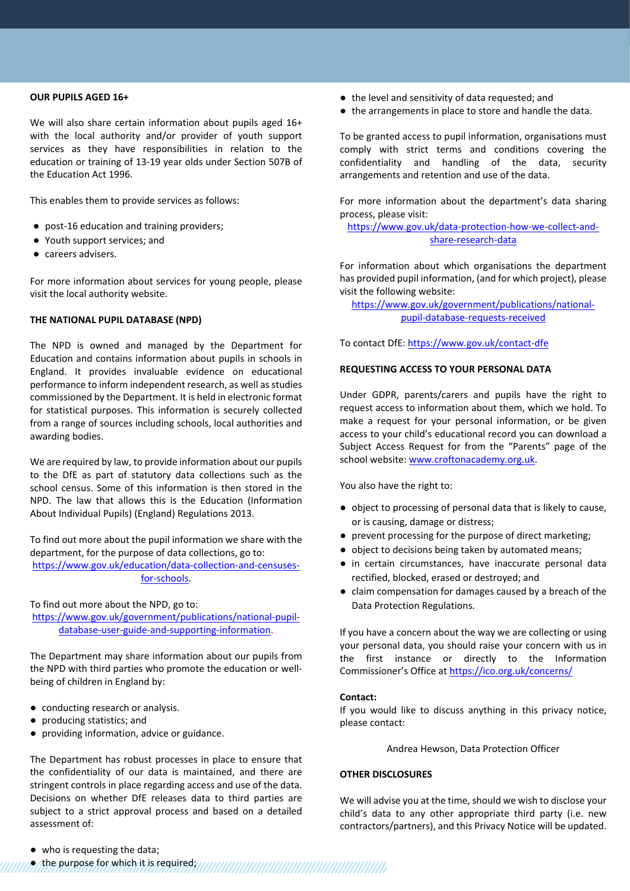## OUR PUPILS AGED 16+

We will also share certain information about pupils aged 16+ with the local authority and/or provider of youth support services as they have responsibilities in relation to the education or training of 13-19 year olds under Section 507B of the Education Act 1996.

This enables them to provide services as follows:

- post-16 education and training providers;
- Youth support services; and
- careers advisers.

For more information about services for young people, please visit the local authority website.

## THE NATIONAL PUPIL DATABASE (NPD)

The NPD is owned and managed by the Department for Education and contains information about pupils in schools in England. It provides invaluable evidence on educational performance to inform independent research, as well as studies commissioned by the Department. It is held in electronic format for statistical purposes. This information is securely collected from a range of sources including schools, local authorities and awarding bodies.

We are required by law, to provide information about our pupils to the DfE as part of statutory data collections such as the school census. Some of this information is then stored in the NPD. The law that allows this is the Education (Information About Individual Pupils) (England) Regulations 2013.

To find out more about the pupil information we share with the department, for the purpose of data collections, go to: https://www.gov.uk/education/data-collection-and-censuses-for-schools.

To find out more about the NPD, go to: https://www.gov.uk/government/publications/national-pupil-database-user-guide-and-supporting-information.

The Department may share information about our pupils from the NPD with third parties who promote the education or well-being of children in England by:

- conducting research or analysis.
- producing statistics; and
- providing information, advice or guidance.

The Department has robust processes in place to ensure that the confidentiality of our data is maintained, and there are stringent controls in place regarding access and use of the data. Decisions on whether DfE releases data to third parties are subject to a strict approval process and based on a detailed assessment of:

- who is requesting the data;
- the purpose for which it is required;
- the level and sensitivity of data requested; and
- the arrangements in place to store and handle the data.

To be granted access to pupil information, organisations must comply with strict terms and conditions covering the confidentiality and handling of the data, security arrangements and retention and use of the data.

For more information about the department's data sharing process, please visit: https://www.gov.uk/data-protection-how-we-collect-and-share-research-data

For information about which organisations the department has provided pupil information, (and for which project), please visit the following website: https://www.gov.uk/government/publications/national-pupil-database-requests-received

To contact DfE: https://www.gov.uk/contact-dfe

## REQUESTING ACCESS TO YOUR PERSONAL DATA

Under GDPR, parents/carers and pupils have the right to request access to information about them, which we hold. To make a request for your personal information, or be given access to your child's educational record you can download a Subject Access Request for from the "Parents" page of the school website: www.croftonacademy.org.uk.

You also have the right to:

- object to processing of personal data that is likely to cause, or is causing, damage or distress;
- prevent processing for the purpose of direct marketing;
- object to decisions being taken by automated means;
- in certain circumstances, have inaccurate personal data rectified, blocked, erased or destroyed; and
- claim compensation for damages caused by a breach of the Data Protection Regulations.

If you have a concern about the way we are collecting or using your personal data, you should raise your concern with us in the first instance or directly to the Information Commissioner's Office at https://ico.org.uk/concerns/

**Contact:**
If you would like to discuss anything in this privacy notice, please contact:

Andrea Hewson, Data Protection Officer

## OTHER DISCLOSURES

We will advise you at the time, should we wish to disclose your child's data to any other appropriate third party (i.e. new contractors/partners), and this Privacy Notice will be updated.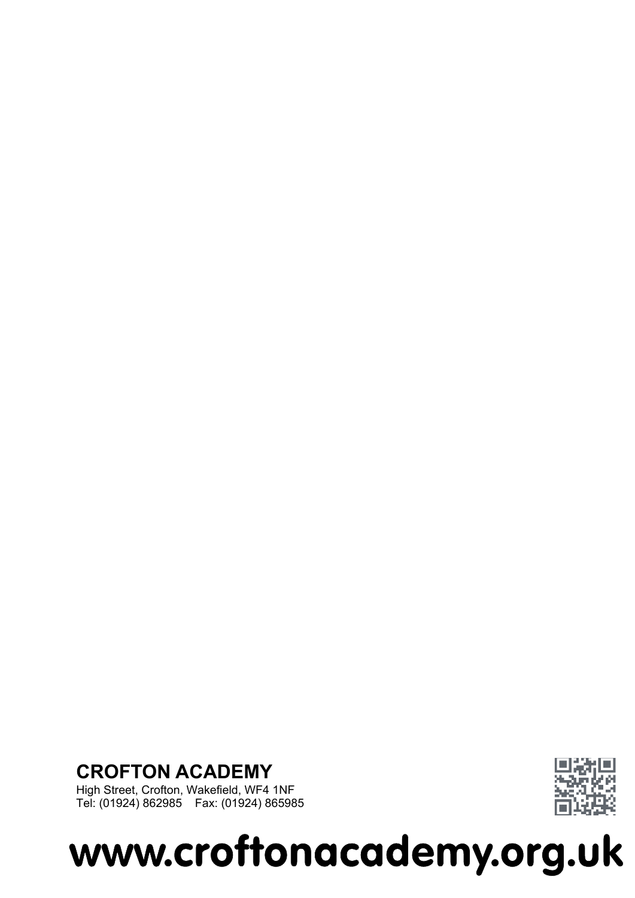**CROFTON ACADEMY**

High Street, Crofton, Wakefield, WF4 1NF
Tel: (01924) 862985    Fax: (01924) 865985

**www.croftonacademy.org.uk**